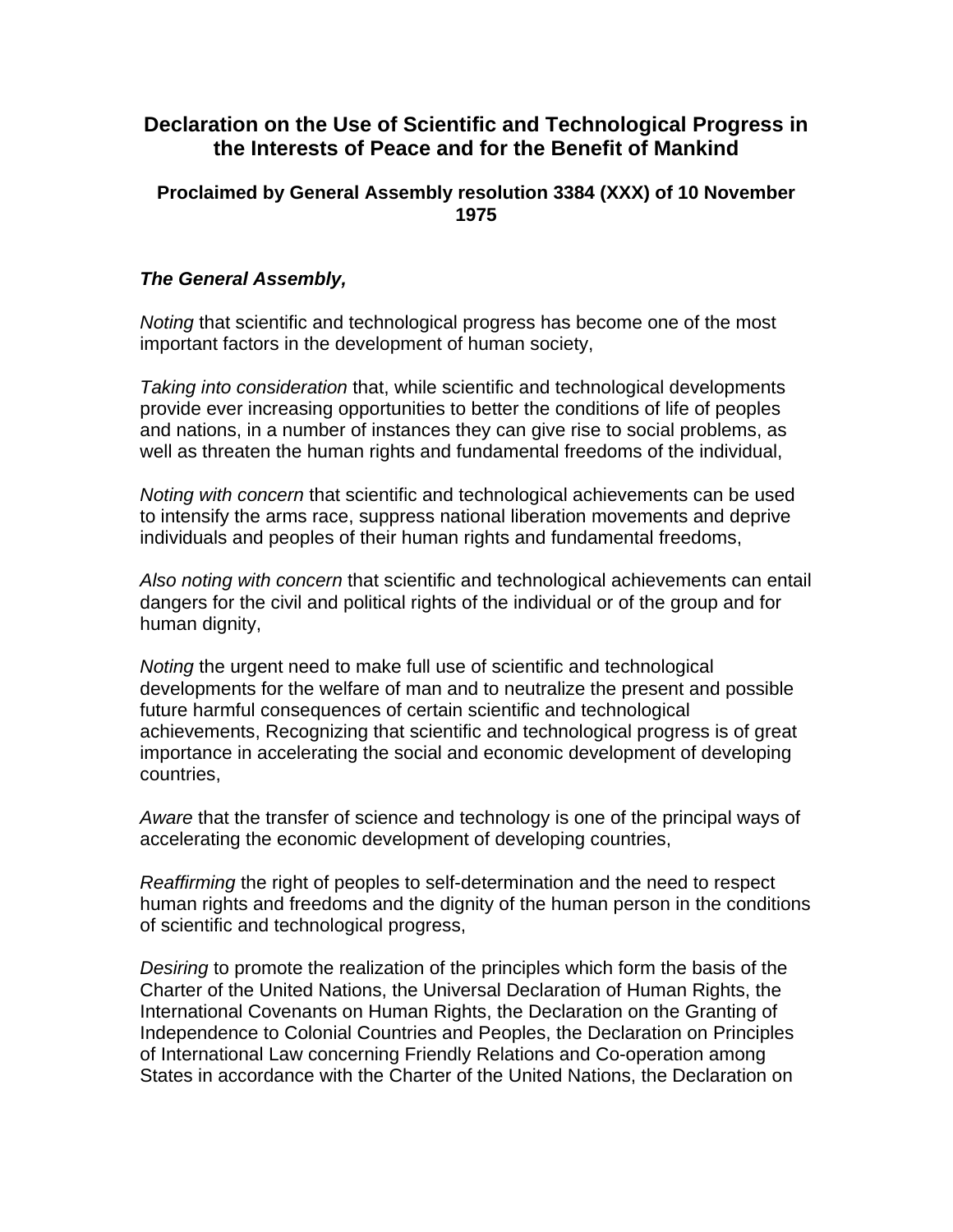# Declaration on the Use of Scientific and Technological Progress in the Interests of Peace and for the Benefit of Mankind

### Proclaimed by General Assembly resolution 3384 (XXX) of 10 November 1975

***The General Assembly,***

*Noting* that scientific and technological progress has become one of the most important factors in the development of human society,

*Taking into consideration* that, while scientific and technological developments provide ever increasing opportunities to better the conditions of life of peoples and nations, in a number of instances they can give rise to social problems, as well as threaten the human rights and fundamental freedoms of the individual,

*Noting with concern* that scientific and technological achievements can be used to intensify the arms race, suppress national liberation movements and deprive individuals and peoples of their human rights and fundamental freedoms,

*Also noting with concern* that scientific and technological achievements can entail dangers for the civil and political rights of the individual or of the group and for human dignity,

*Noting* the urgent need to make full use of scientific and technological developments for the welfare of man and to neutralize the present and possible future harmful consequences of certain scientific and technological achievements, Recognizing that scientific and technological progress is of great importance in accelerating the social and economic development of developing countries,

*Aware* that the transfer of science and technology is one of the principal ways of accelerating the economic development of developing countries,

*Reaffirming* the right of peoples to self-determination and the need to respect human rights and freedoms and the dignity of the human person in the conditions of scientific and technological progress,

*Desiring* to promote the realization of the principles which form the basis of the Charter of the United Nations, the Universal Declaration of Human Rights, the International Covenants on Human Rights, the Declaration on the Granting of Independence to Colonial Countries and Peoples, the Declaration on Principles of International Law concerning Friendly Relations and Co-operation among States in accordance with the Charter of the United Nations, the Declaration on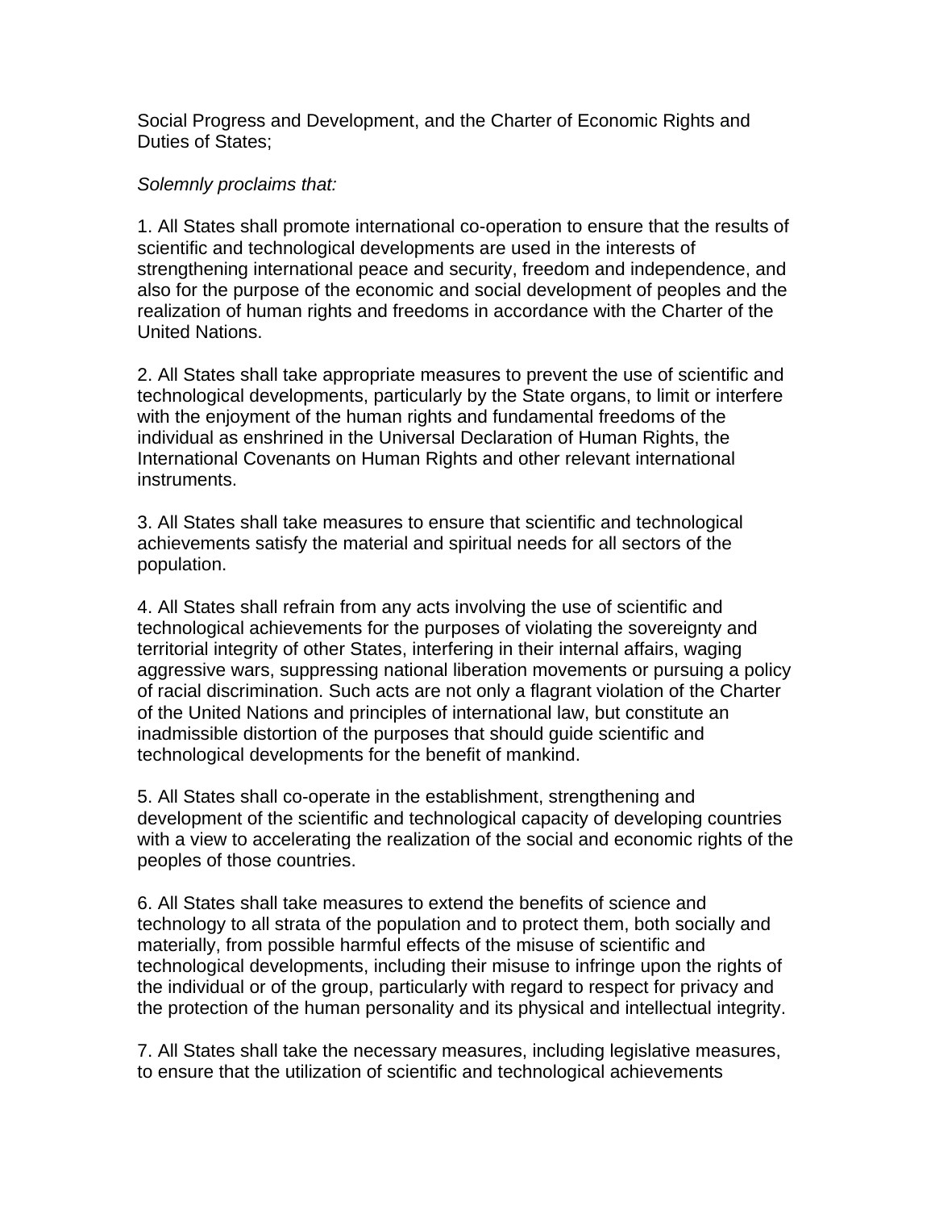Social Progress and Development, and the Charter of Economic Rights and Duties of States;

*Solemnly proclaims that:*

1. All States shall promote international co-operation to ensure that the results of scientific and technological developments are used in the interests of strengthening international peace and security, freedom and independence, and also for the purpose of the economic and social development of peoples and the realization of human rights and freedoms in accordance with the Charter of the United Nations.

2. All States shall take appropriate measures to prevent the use of scientific and technological developments, particularly by the State organs, to limit or interfere with the enjoyment of the human rights and fundamental freedoms of the individual as enshrined in the Universal Declaration of Human Rights, the International Covenants on Human Rights and other relevant international instruments.

3. All States shall take measures to ensure that scientific and technological achievements satisfy the material and spiritual needs for all sectors of the population.

4. All States shall refrain from any acts involving the use of scientific and technological achievements for the purposes of violating the sovereignty and territorial integrity of other States, interfering in their internal affairs, waging aggressive wars, suppressing national liberation movements or pursuing a policy of racial discrimination. Such acts are not only a flagrant violation of the Charter of the United Nations and principles of international law, but constitute an inadmissible distortion of the purposes that should guide scientific and technological developments for the benefit of mankind.

5. All States shall co-operate in the establishment, strengthening and development of the scientific and technological capacity of developing countries with a view to accelerating the realization of the social and economic rights of the peoples of those countries.

6. All States shall take measures to extend the benefits of science and technology to all strata of the population and to protect them, both socially and materially, from possible harmful effects of the misuse of scientific and technological developments, including their misuse to infringe upon the rights of the individual or of the group, particularly with regard to respect for privacy and the protection of the human personality and its physical and intellectual integrity.

7. All States shall take the necessary measures, including legislative measures, to ensure that the utilization of scientific and technological achievements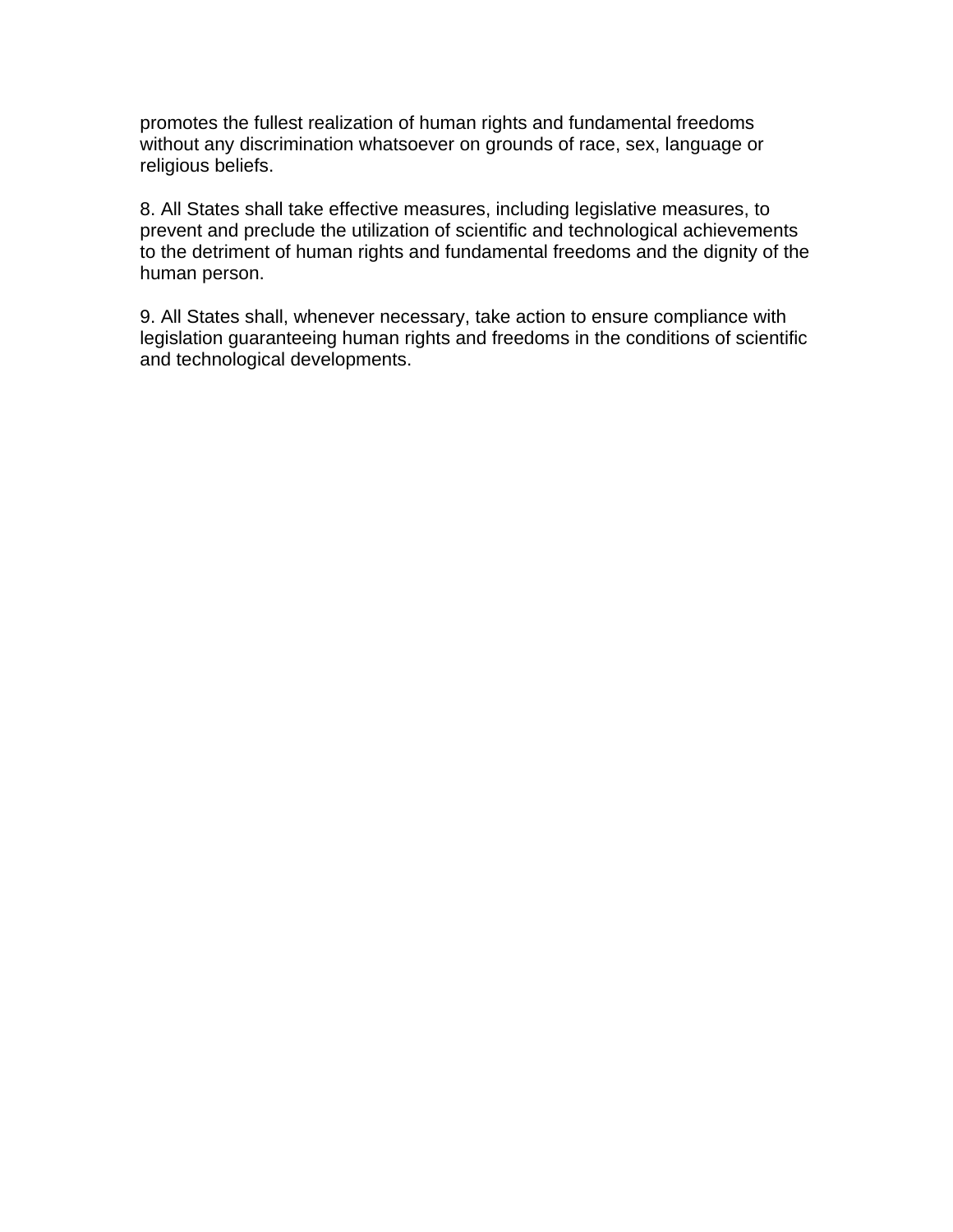promotes the fullest realization of human rights and fundamental freedoms without any discrimination whatsoever on grounds of race, sex, language or religious beliefs.

8. All States shall take effective measures, including legislative measures, to prevent and preclude the utilization of scientific and technological achievements to the detriment of human rights and fundamental freedoms and the dignity of the human person.

9. All States shall, whenever necessary, take action to ensure compliance with legislation guaranteeing human rights and freedoms in the conditions of scientific and technological developments.